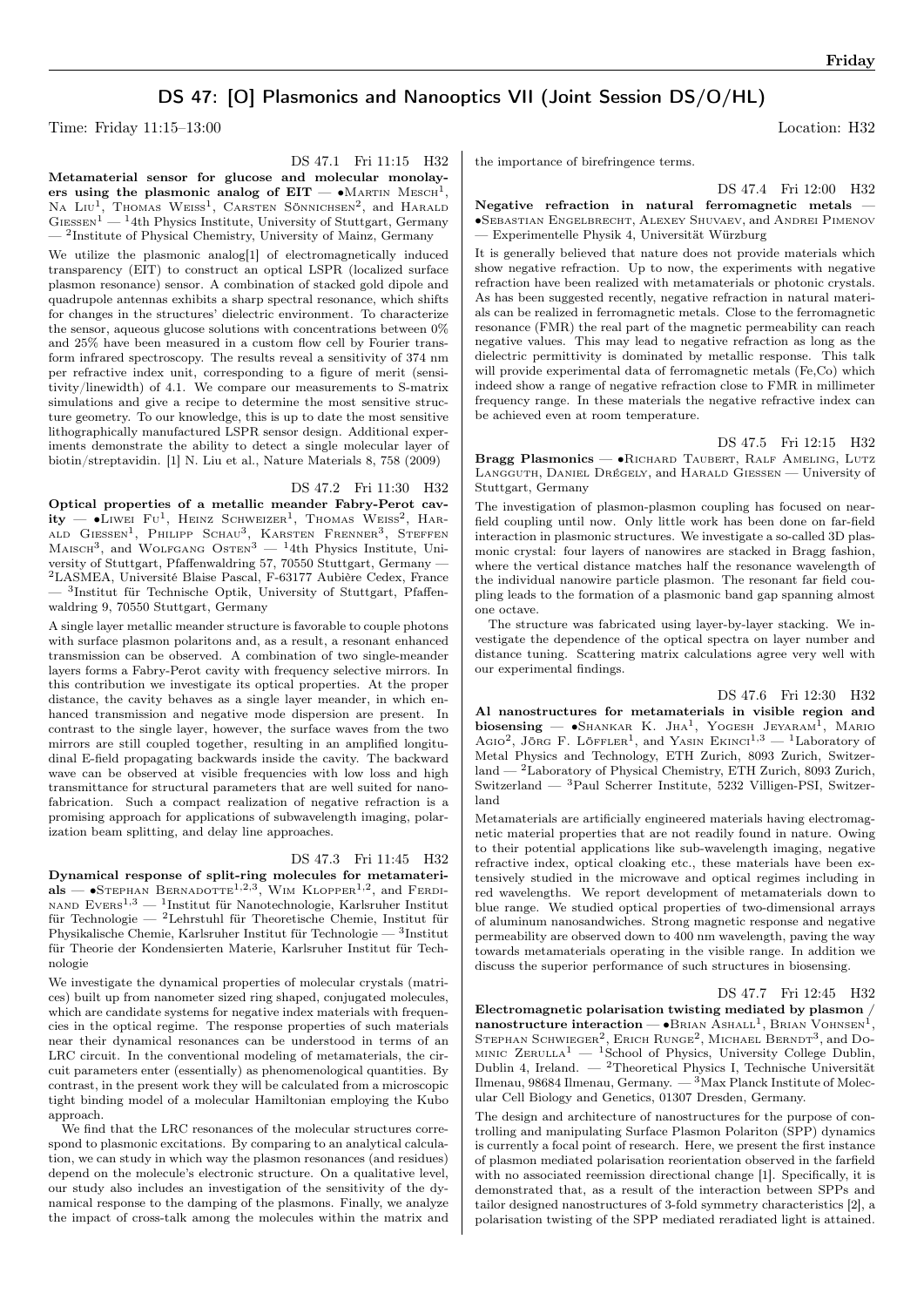## DS 47: [O] Plasmonics and Nanooptics VII (Joint Session DS/O/HL)

Time: Friday 11:15–13:00 Location: H32

DS 47.1 Fri 11:15 H32

**Metamaterial sensor for glucose and molecular monolayers using the plasmonic analog of EIT** — •Martin Mesch[1], Na Liu[1], Thomas Weiss[1], Carsten Sönnichsen[2], and Harald Giessen[1] — [1]4th Physics Institute, University of Stuttgart, Germany — [2]Institute of Physical Chemistry, University of Mainz, Germany

We utilize the plasmonic analog[1] of electromagnetically induced transparency (EIT) to construct an optical LSPR (localized surface plasmon resonance) sensor. A combination of stacked gold dipole and quadrupole antennas exhibits a sharp spectral resonance, which shifts for changes in the structures' dielectric environment. To characterize the sensor, aqueous glucose solutions with concentrations between 0% and 25% have been measured in a custom flow cell by Fourier transform infrared spectroscopy. The results reveal a sensitivity of 374 nm per refractive index unit, corresponding to a figure of merit (sensitivity/linewidth) of 4.1. We compare our measurements to S-matrix simulations and give a recipe to determine the most sensitive structure geometry. To our knowledge, this is up to date the most sensitive lithographically manufactured LSPR sensor design. Additional experiments demonstrate the ability to detect a single molecular layer of biotin/streptavidin. [1] N. Liu et al., Nature Materials 8, 758 (2009)

DS 47.2 Fri 11:30 H32

**Optical properties of a metallic meander Fabry-Perot cavity** — •Liwei Fu[1], Heinz Schweizer[1], Thomas Weiss[2], Harald Giessen[1], Philipp Schau[3], Karsten Frenner[3], Steffen Maisch[3], and Wolfgang Osten[3] — [1]4th Physics Institute, University of Stuttgart, Pfaffenwaldring 57, 70550 Stuttgart, Germany — [2]LASMEA, Université Blaise Pascal, F-63177 Aubière Cedex, France — [3]Institut für Technische Optik, University of Stuttgart, Pfaffenwaldring 9, 70550 Stuttgart, Germany

A single layer metallic meander structure is favorable to couple photons with surface plasmon polaritons and, as a result, a resonant enhanced transmission can be observed. A combination of two single-meander layers forms a Fabry-Perot cavity with frequency selective mirrors. In this contribution we investigate its optical properties. At the proper distance, the cavity behaves as a single layer meander, in which enhanced transmission and negative mode dispersion are present. In contrast to the single layer, however, the surface waves from the two mirrors are still coupled together, resulting in an amplified longitudinal E-field propagating backwards inside the cavity. The backward wave can be observed at visible frequencies with low loss and high transmittance for structural parameters that are well suited for nanofabrication. Such a compact realization of negative refraction is a promising approach for applications of subwavelength imaging, polarization beam splitting, and delay line approaches.

DS 47.3 Fri 11:45 H32

**Dynamical response of split-ring molecules for metamaterials** — •Stephan Bernadotte[1,2,3], Wim Klopper[1,2], and Ferdinand Evers[1,3] — [1]Institut für Nanotechnologie, Karlsruher Institut für Technologie — [2]Lehrstuhl für Theoretische Chemie, Institut für Physikalische Chemie, Karlsruher Institut für Technologie — [3]Institut für Theorie der Kondensierten Materie, Karlsruher Institut für Technologie

We investigate the dynamical properties of molecular crystals (matrices) built up from nanometer sized ring shaped, conjugated molecules, which are candidate systems for negative index materials with frequencies in the optical regime. The response properties of such materials near their dynamical resonances can be understood in terms of an LRC circuit. In the conventional modeling of metamaterials, the circuit parameters enter (essentially) as phenomenological quantities. By contrast, in the present work they will be calculated from a microscopic tight binding model of a molecular Hamiltonian employing the Kubo approach.

We find that the LRC resonances of the molecular structures correspond to plasmonic excitations. By comparing to an analytical calculation, we can study in which way the plasmon resonances (and residues) depend on the molecule's electronic structure. On a qualitative level, our study also includes an investigation of the sensitivity of the dynamical response to the damping of the plasmons. Finally, we analyze the impact of cross-talk among the molecules within the matrix and the importance of birefringence terms.

DS 47.4 Fri 12:00 H32

**Negative refraction in natural ferromagnetic metals** — •Sebastian Engelbrecht, Alexey Shuvaev, and Andrei Pimenov — Experimentelle Physik 4, Universität Würzburg

It is generally believed that nature does not provide materials which show negative refraction. Up to now, the experiments with negative refraction have been realized with metamaterials or photonic crystals. As has been suggested recently, negative refraction in natural materials can be realized in ferromagnetic metals. Close to the ferromagnetic resonance (FMR) the real part of the magnetic permeability can reach negative values. This may lead to negative refraction as long as the dielectric permittivity is dominated by metallic response. This talk will provide experimental data of ferromagnetic metals (Fe,Co) which indeed show a range of negative refraction close to FMR in millimeter frequency range. In these materials the negative refractive index can be achieved even at room temperature.

DS 47.5 Fri 12:15 H32

**Bragg Plasmonics** — •Richard Taubert, Ralf Ameling, Lutz Langguth, Daniel Drégely, and Harald Giessen — University of Stuttgart, Germany

The investigation of plasmon-plasmon coupling has focused on near-field coupling until now. Only little work has been done on far-field interaction in plasmonic structures. We investigate a so-called 3D plasmonic crystal: four layers of nanowires are stacked in Bragg fashion, where the vertical distance matches half the resonance wavelength of the individual nanowire particle plasmon. The resonant far field coupling leads to the formation of a plasmonic band gap spanning almost one octave.

The structure was fabricated using layer-by-layer stacking. We investigate the dependence of the optical spectra on layer number and distance tuning. Scattering matrix calculations agree very well with our experimental findings.

DS 47.6 Fri 12:30 H32

**Al nanostructures for metamaterials in visible region and biosensing** — •Shankar K. Jha[1], Yogesh Jeyaram[1], Mario Agio[2], Jörg F. Löffler[1], and Yasin Ekinci[1,3] — [1]Laboratory of Metal Physics and Technology, ETH Zurich, 8093 Zurich, Switzerland — [2]Laboratory of Physical Chemistry, ETH Zurich, 8093 Zurich, Switzerland — [3]Paul Scherrer Institute, 5232 Villigen-PSI, Switzerland

Metamaterials are artificially engineered materials having electromagnetic material properties that are not readily found in nature. Owing to their potential applications like sub-wavelength imaging, negative refractive index, optical cloaking etc., these materials have been extensively studied in the microwave and optical regimes including in red wavelengths. We report development of metamaterials down to blue range. We studied optical properties of two-dimensional arrays of aluminum nanosandwiches. Strong magnetic response and negative permeability are observed down to 400 nm wavelength, paving the way towards metamaterials operating in the visible range. In addition we discuss the superior performance of such structures in biosensing.

DS 47.7 Fri 12:45 H32

**Electromagnetic polarisation twisting mediated by plasmon / nanostructure interaction** — •Brian Ashall[1], Brian Vohnsen[1], Stephan Schwieger[2], Erich Runge[2], Michael Berndt[3], and Dominic Zerulla[1] — [1]School of Physics, University College Dublin, Dublin 4, Ireland. — [2]Theoretical Physics I, Technische Universität Ilmenau, 98684 Ilmenau, Germany. — [3]Max Planck Institute of Molecular Cell Biology and Genetics, 01307 Dresden, Germany.

The design and architecture of nanostructures for the purpose of controlling and manipulating Surface Plasmon Polariton (SPP) dynamics is currently a focal point of research. Here, we present the first instance of plasmon mediated polarisation reorientation observed in the farfield with no associated reemission directional change [1]. Specifically, it is demonstrated that, as a result of the interaction between SPPs and tailor designed nanostructures of 3-fold symmetry characteristics [2], a polarisation twisting of the SPP mediated reradiated light is attained.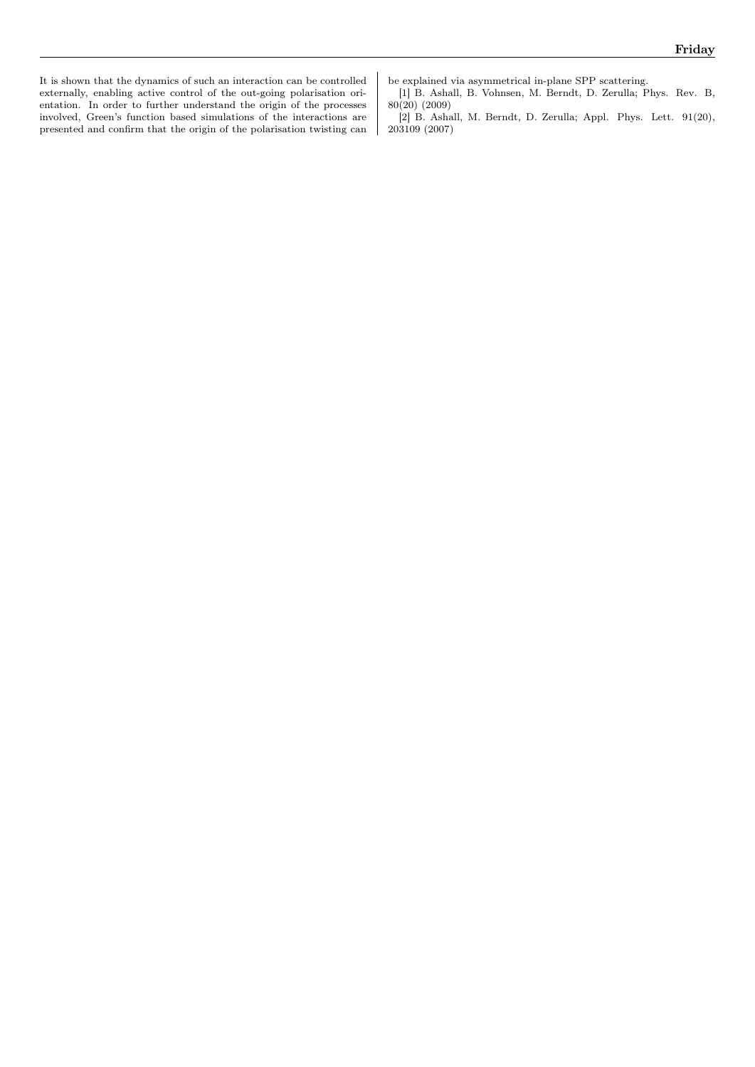It is shown that the dynamics of such an interaction can be controlled externally, enabling active control of the out-going polarisation orientation. In order to further understand the origin of the processes involved, Green's function based simulations of the interactions are presented and confirm that the origin of the polarisation twisting can be explained via asymmetrical in-plane SPP scattering.

[1] B. Ashall, B. Vohnsen, M. Berndt, D. Zerulla; Phys. Rev. B, 80(20) (2009)

[2] B. Ashall, M. Berndt, D. Zerulla; Appl. Phys. Lett. 91(20), 203109 (2007)